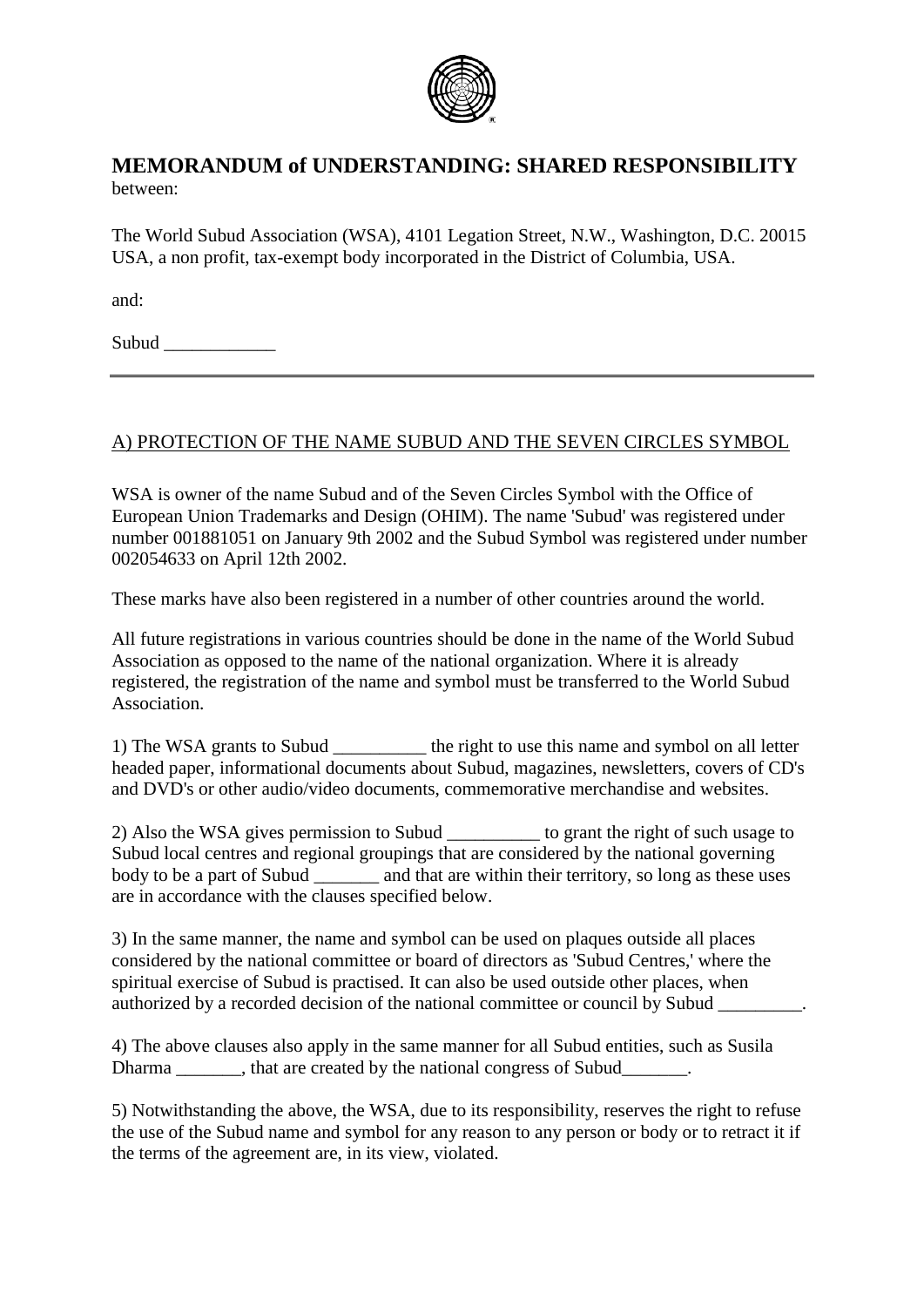# MEMORANDUM of UNDERSTANDING: SHARED RESPONSIBILITY

between:

The World Subud Association (WSA), 4101 Legation Street, N.W., Washington, D.C. 20015 USA, a non profit, tax-exempt body incorporated in the District of Columbia, USA.

and:

Subud ____________

---

## A) PROTECTION OF THE NAME SUBUD AND THE SEVEN CIRCLES SYMBOL

WSA is owner of the name Subud and of the Seven Circles Symbol with the Office of European Union Trademarks and Design (OHIM). The name 'Subud' was registered under number 001881051 on January 9th 2002 and the Subud Symbol was registered under number 002054633 on April 12th 2002.

These marks have also been registered in a number of other countries around the world.

All future registrations in various countries should be done in the name of the World Subud Association as opposed to the name of the national organization. Where it is already registered, the registration of the name and symbol must be transferred to the World Subud Association.

1) The WSA grants to Subud __________ the right to use this name and symbol on all letter headed paper, informational documents about Subud, magazines, newsletters, covers of CD's and DVD's or other audio/video documents, commemorative merchandise and websites.

2) Also the WSA gives permission to Subud __________ to grant the right of such usage to Subud local centres and regional groupings that are considered by the national governing body to be a part of Subud _______ and that are within their territory, so long as these uses are in accordance with the clauses specified below.

3) In the same manner, the name and symbol can be used on plaques outside all places considered by the national committee or board of directors as 'Subud Centres,' where the spiritual exercise of Subud is practised. It can also be used outside other places, when authorized by a recorded decision of the national committee or council by Subud _________.

4) The above clauses also apply in the same manner for all Subud entities, such as Susila Dharma _______, that are created by the national congress of Subud_______.

5) Notwithstanding the above, the WSA, due to its responsibility, reserves the right to refuse the use of the Subud name and symbol for any reason to any person or body or to retract it if the terms of the agreement are, in its view, violated.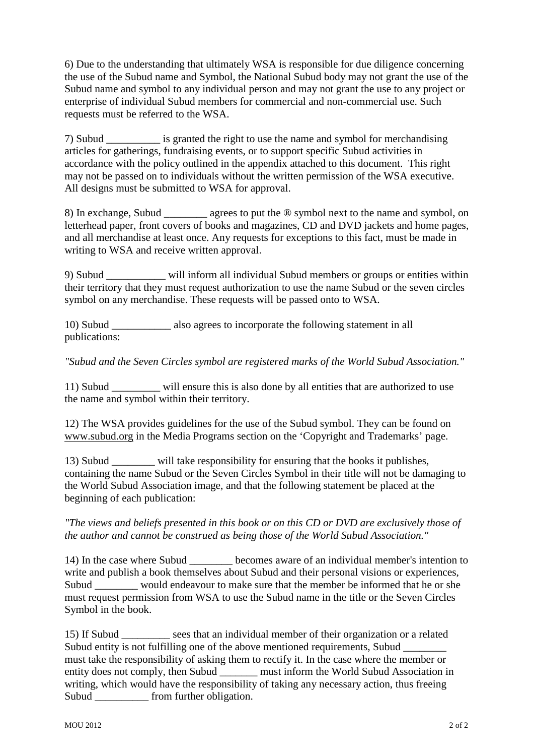6) Due to the understanding that ultimately WSA is responsible for due diligence concerning the use of the Subud name and Symbol, the National Subud body may not grant the use of the Subud name and symbol to any individual person and may not grant the use to any project or enterprise of individual Subud members for commercial and non-commercial use. Such requests must be referred to the WSA.

7) Subud __________ is granted the right to use the name and symbol for merchandising articles for gatherings, fundraising events, or to support specific Subud activities in accordance with the policy outlined in the appendix attached to this document. This right may not be passed on to individuals without the written permission of the WSA executive. All designs must be submitted to WSA for approval.

8) In exchange, Subud ________ agrees to put the ® symbol next to the name and symbol, on letterhead paper, front covers of books and magazines, CD and DVD jackets and home pages, and all merchandise at least once. Any requests for exceptions to this fact, must be made in writing to WSA and receive written approval.

9) Subud ___________ will inform all individual Subud members or groups or entities within their territory that they must request authorization to use the name Subud or the seven circles symbol on any merchandise. These requests will be passed onto to WSA.

10) Subud ___________ also agrees to incorporate the following statement in all publications:

*"Subud and the Seven Circles symbol are registered marks of the World Subud Association."*

11) Subud _________ will ensure this is also done by all entities that are authorized to use the name and symbol within their territory.

12) The WSA provides guidelines for the use of the Subud symbol. They can be found on www.subud.org in the Media Programs section on the 'Copyright and Trademarks' page.

13) Subud ________ will take responsibility for ensuring that the books it publishes, containing the name Subud or the Seven Circles Symbol in their title will not be damaging to the World Subud Association image, and that the following statement be placed at the beginning of each publication:

*"The views and beliefs presented in this book or on this CD or DVD are exclusively those of the author and cannot be construed as being those of the World Subud Association."*

14) In the case where Subud ________ becomes aware of an individual member's intention to write and publish a book themselves about Subud and their personal visions or experiences, Subud ________ would endeavour to make sure that the member be informed that he or she must request permission from WSA to use the Subud name in the title or the Seven Circles Symbol in the book.

15) If Subud _________ sees that an individual member of their organization or a related Subud entity is not fulfilling one of the above mentioned requirements, Subud ________ must take the responsibility of asking them to rectify it. In the case where the member or entity does not comply, then Subud _______ must inform the World Subud Association in writing, which would have the responsibility of taking any necessary action, thus freeing Subud __________ from further obligation.